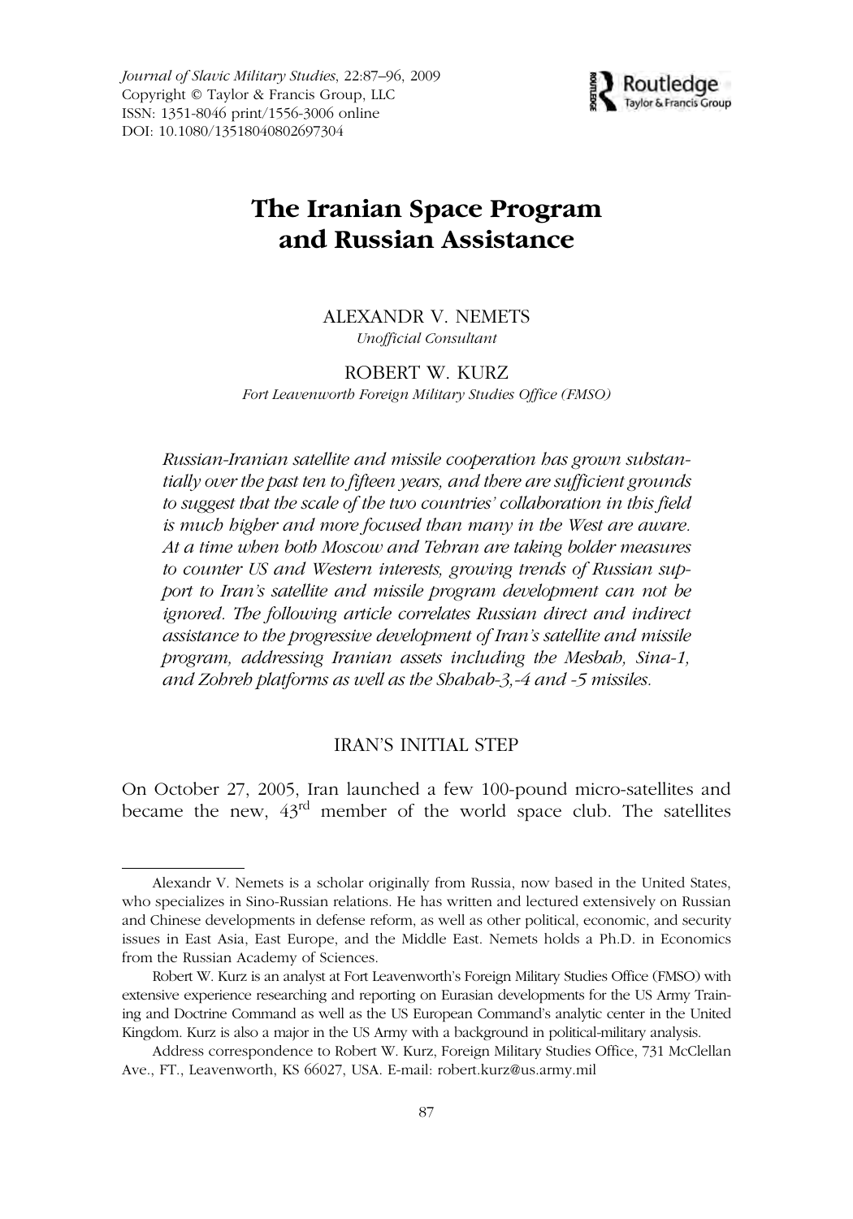# The Iranian Space Program and Russian Assistance

ALEXANDR V. NEMETS
*Unofficial Consultant*

ROBERT W. KURZ
*Fort Leavenworth Foreign Military Studies Office (FMSO)*

*Russian-Iranian satellite and missile cooperation has grown substantially over the past ten to fifteen years, and there are sufficient grounds to suggest that the scale of the two countries' collaboration in this field is much higher and more focused than many in the West are aware. At a time when both Moscow and Tehran are taking bolder measures to counter US and Western interests, growing trends of Russian support to Iran's satellite and missile program development can not be ignored. The following article correlates Russian direct and indirect assistance to the progressive development of Iran's satellite and missile program, addressing Iranian assets including the Mesbah, Sina-1, and Zohreh platforms as well as the Shahab-3,-4 and -5 missiles.*

## IRAN'S INITIAL STEP

On October 27, 2005, Iran launched a few 100-pound micro-satellites and became the new, 43rd member of the world space club. The satellites

---

Alexandr V. Nemets is a scholar originally from Russia, now based in the United States, who specializes in Sino-Russian relations. He has written and lectured extensively on Russian and Chinese developments in defense reform, as well as other political, economic, and security issues in East Asia, East Europe, and the Middle East. Nemets holds a Ph.D. in Economics from the Russian Academy of Sciences.

Robert W. Kurz is an analyst at Fort Leavenworth's Foreign Military Studies Office (FMSO) with extensive experience researching and reporting on Eurasian developments for the US Army Training and Doctrine Command as well as the US European Command's analytic center in the United Kingdom. Kurz is also a major in the US Army with a background in political-military analysis.

Address correspondence to Robert W. Kurz, Foreign Military Studies Office, 731 McClellan Ave., FT., Leavenworth, KS 66027, USA. E-mail: robert.kurz@us.army.mil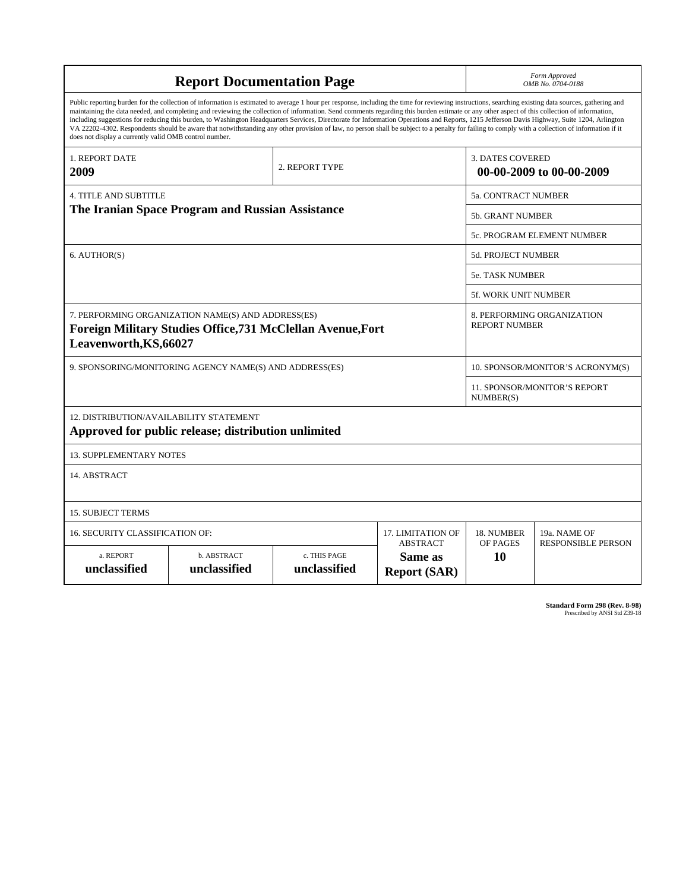# Report Documentation Page

*Form Approved*
*OMB No. 0704-0188*

Public reporting burden for the collection of information is estimated to average 1 hour per response, including the time for reviewing instructions, searching existing data sources, gathering and maintaining the data needed, and completing and reviewing the collection of information. Send comments regarding this burden estimate or any other aspect of this collection of information, including suggestions for reducing this burden, to Washington Headquarters Services, Directorate for Information Operations and Reports, 1215 Jefferson Davis Highway, Suite 1204, Arlington VA 22202-4302. Respondents should be aware that notwithstanding any other provision of law, no person shall be subject to a penalty for failing to comply with a collection of information if it does not display a currently valid OMB control number.

| 1. REPORT DATE | 2. REPORT TYPE | 3. DATES COVERED |
|---|---|---|
| **2009** | | **00-00-2009 to 00-00-2009** |

| 4. TITLE AND SUBTITLE | |
|---|---|
| **The Iranian Space Program and Russian Assistance** | 5a. CONTRACT NUMBER |
| | 5b. GRANT NUMBER |
| | 5c. PROGRAM ELEMENT NUMBER |
| 6. AUTHOR(S) | 5d. PROJECT NUMBER |
| | 5e. TASK NUMBER |
| | 5f. WORK UNIT NUMBER |
| 7. PERFORMING ORGANIZATION NAME(S) AND ADDRESS(ES) **Foreign Military Studies Office,731 McClellan Avenue,Fort Leavenworth,KS,66027** | 8. PERFORMING ORGANIZATION REPORT NUMBER |
| 9. SPONSORING/MONITORING AGENCY NAME(S) AND ADDRESS(ES) | 10. SPONSOR/MONITOR'S ACRONYM(S) |
| | 11. SPONSOR/MONITOR'S REPORT NUMBER(S) |

12. DISTRIBUTION/AVAILABILITY STATEMENT
**Approved for public release; distribution unlimited**

13. SUPPLEMENTARY NOTES

14. ABSTRACT

15. SUBJECT TERMS

| 16. SECURITY CLASSIFICATION OF: | | | 17. LIMITATION OF ABSTRACT | 18. NUMBER OF PAGES | 19a. NAME OF RESPONSIBLE PERSON |
|---|---|---|---|---|---|
| a. REPORT | b. ABSTRACT | c. THIS PAGE | | | |
| **unclassified** | **unclassified** | **unclassified** | **Same as Report (SAR)** | **10** | |

**Standard Form 298 (Rev. 8-98)**
Prescribed by ANSI Std Z39-18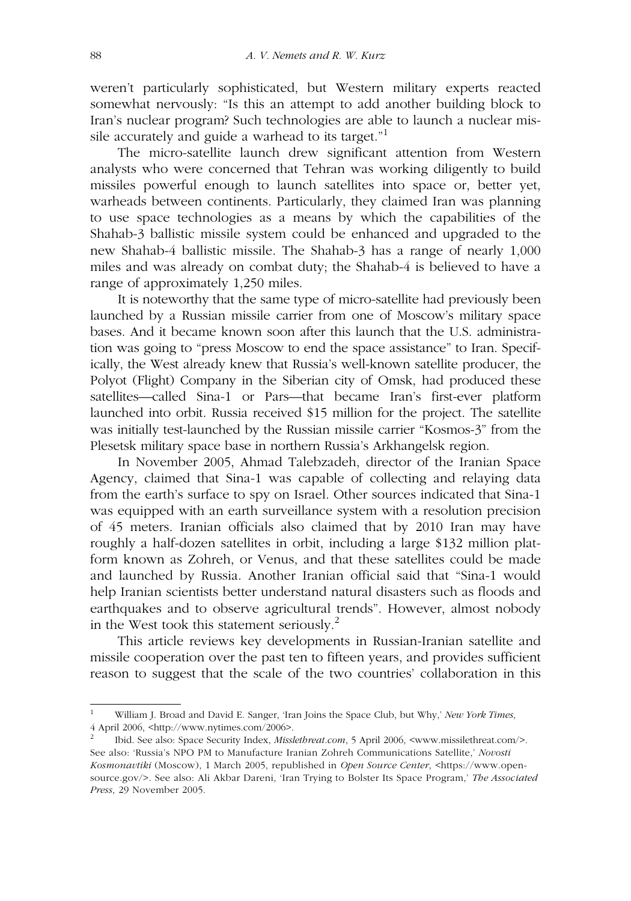weren't particularly sophisticated, but Western military experts reacted somewhat nervously: "Is this an attempt to add another building block to Iran's nuclear program? Such technologies are able to launch a nuclear missile accurately and guide a warhead to its target."[1]

The micro-satellite launch drew significant attention from Western analysts who were concerned that Tehran was working diligently to build missiles powerful enough to launch satellites into space or, better yet, warheads between continents. Particularly, they claimed Iran was planning to use space technologies as a means by which the capabilities of the Shahab-3 ballistic missile system could be enhanced and upgraded to the new Shahab-4 ballistic missile. The Shahab-3 has a range of nearly 1,000 miles and was already on combat duty; the Shahab-4 is believed to have a range of approximately 1,250 miles.

It is noteworthy that the same type of micro-satellite had previously been launched by a Russian missile carrier from one of Moscow's military space bases. And it became known soon after this launch that the U.S. administration was going to "press Moscow to end the space assistance" to Iran. Specifically, the West already knew that Russia's well-known satellite producer, the Polyot (Flight) Company in the Siberian city of Omsk, had produced these satellites—called Sina-1 or Pars—that became Iran's first-ever platform launched into orbit. Russia received $15 million for the project. The satellite was initially test-launched by the Russian missile carrier "Kosmos-3" from the Plesetsk military space base in northern Russia's Arkhangelsk region.

In November 2005, Ahmad Talebzadeh, director of the Iranian Space Agency, claimed that Sina-1 was capable of collecting and relaying data from the earth's surface to spy on Israel. Other sources indicated that Sina-1 was equipped with an earth surveillance system with a resolution precision of 45 meters. Iranian officials also claimed that by 2010 Iran may have roughly a half-dozen satellites in orbit, including a large $132 million platform known as Zohreh, or Venus, and that these satellites could be made and launched by Russia. Another Iranian official said that "Sina-1 would help Iranian scientists better understand natural disasters such as floods and earthquakes and to observe agricultural trends". However, almost nobody in the West took this statement seriously.[2]

This article reviews key developments in Russian-Iranian satellite and missile cooperation over the past ten to fifteen years, and provides sufficient reason to suggest that the scale of the two countries' collaboration in this

---

[1] William J. Broad and David E. Sanger, 'Iran Joins the Space Club, but Why,' *New York Times*, 4 April 2006, <http://www.nytimes.com/2006>.

[2] Ibid. See also: Space Security Index, *Missilethreat.com*, 5 April 2006, <www.missilethreat.com/>. See also: 'Russia's NPO PM to Manufacture Iranian Zohreh Communications Satellite,' *Novosti Kosmonavtiki* (Moscow), 1 March 2005, republished in *Open Source Center*, <https://www.opensource.gov/>. See also: Ali Akbar Dareni, 'Iran Trying to Bolster Its Space Program,' *The Associated Press*, 29 November 2005.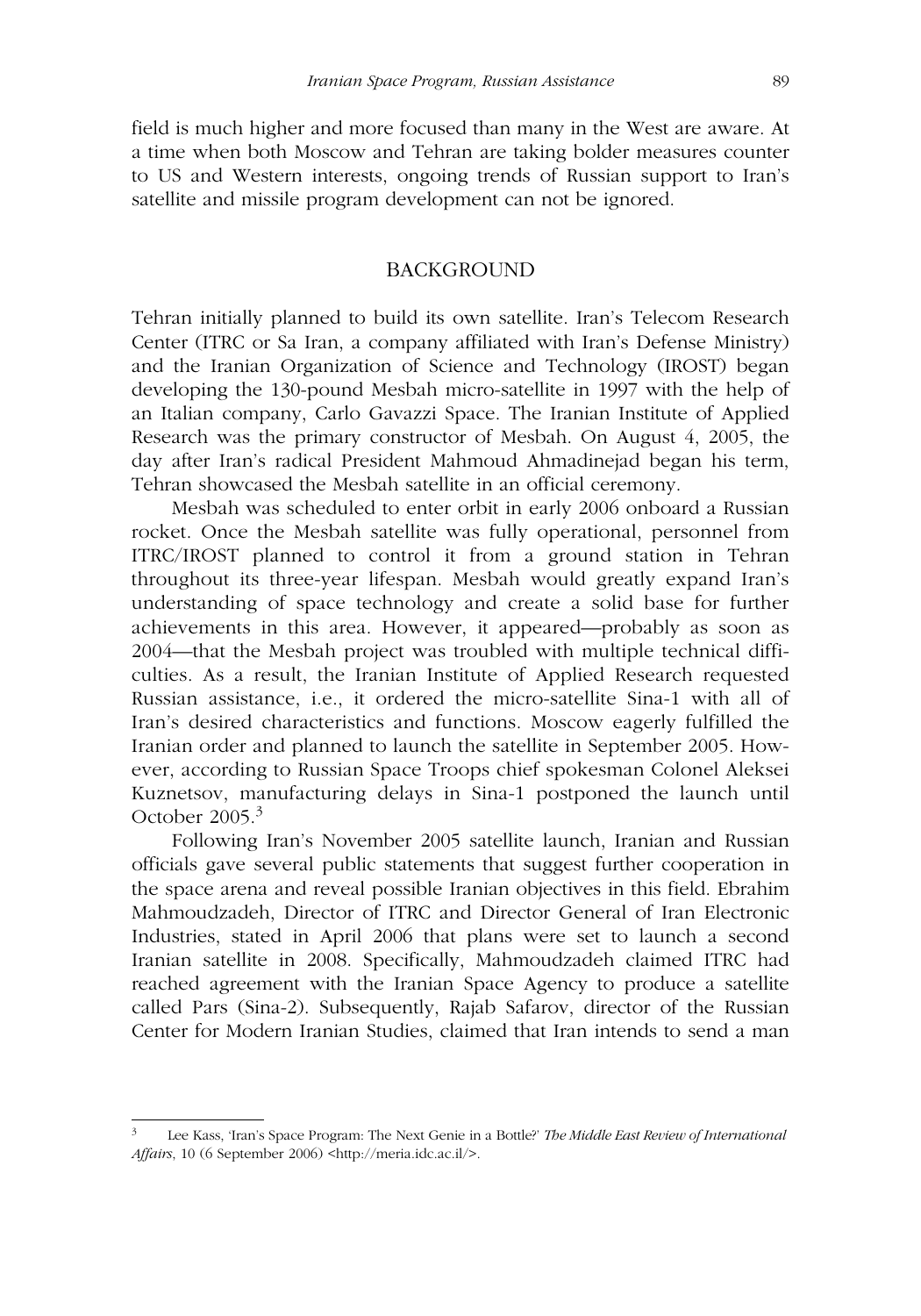field is much higher and more focused than many in the West are aware. At a time when both Moscow and Tehran are taking bolder measures counter to US and Western interests, ongoing trends of Russian support to Iran's satellite and missile program development can not be ignored.

## BACKGROUND

Tehran initially planned to build its own satellite. Iran's Telecom Research Center (ITRC or Sa Iran, a company affiliated with Iran's Defense Ministry) and the Iranian Organization of Science and Technology (IROST) began developing the 130-pound Mesbah micro-satellite in 1997 with the help of an Italian company, Carlo Gavazzi Space. The Iranian Institute of Applied Research was the primary constructor of Mesbah. On August 4, 2005, the day after Iran's radical President Mahmoud Ahmadinejad began his term, Tehran showcased the Mesbah satellite in an official ceremony.

Mesbah was scheduled to enter orbit in early 2006 onboard a Russian rocket. Once the Mesbah satellite was fully operational, personnel from ITRC/IROST planned to control it from a ground station in Tehran throughout its three-year lifespan. Mesbah would greatly expand Iran's understanding of space technology and create a solid base for further achievements in this area. However, it appeared—probably as soon as 2004—that the Mesbah project was troubled with multiple technical difficulties. As a result, the Iranian Institute of Applied Research requested Russian assistance, i.e., it ordered the micro-satellite Sina-1 with all of Iran's desired characteristics and functions. Moscow eagerly fulfilled the Iranian order and planned to launch the satellite in September 2005. However, according to Russian Space Troops chief spokesman Colonel Aleksei Kuznetsov, manufacturing delays in Sina-1 postponed the launch until October 2005.[3]

Following Iran's November 2005 satellite launch, Iranian and Russian officials gave several public statements that suggest further cooperation in the space arena and reveal possible Iranian objectives in this field. Ebrahim Mahmoudzadeh, Director of ITRC and Director General of Iran Electronic Industries, stated in April 2006 that plans were set to launch a second Iranian satellite in 2008. Specifically, Mahmoudzadeh claimed ITRC had reached agreement with the Iranian Space Agency to produce a satellite called Pars (Sina-2). Subsequently, Rajab Safarov, director of the Russian Center for Modern Iranian Studies, claimed that Iran intends to send a man

---

[3] Lee Kass, 'Iran's Space Program: The Next Genie in a Bottle?' *The Middle East Review of International Affairs*, 10 (6 September 2006) <http://meria.idc.ac.il/>.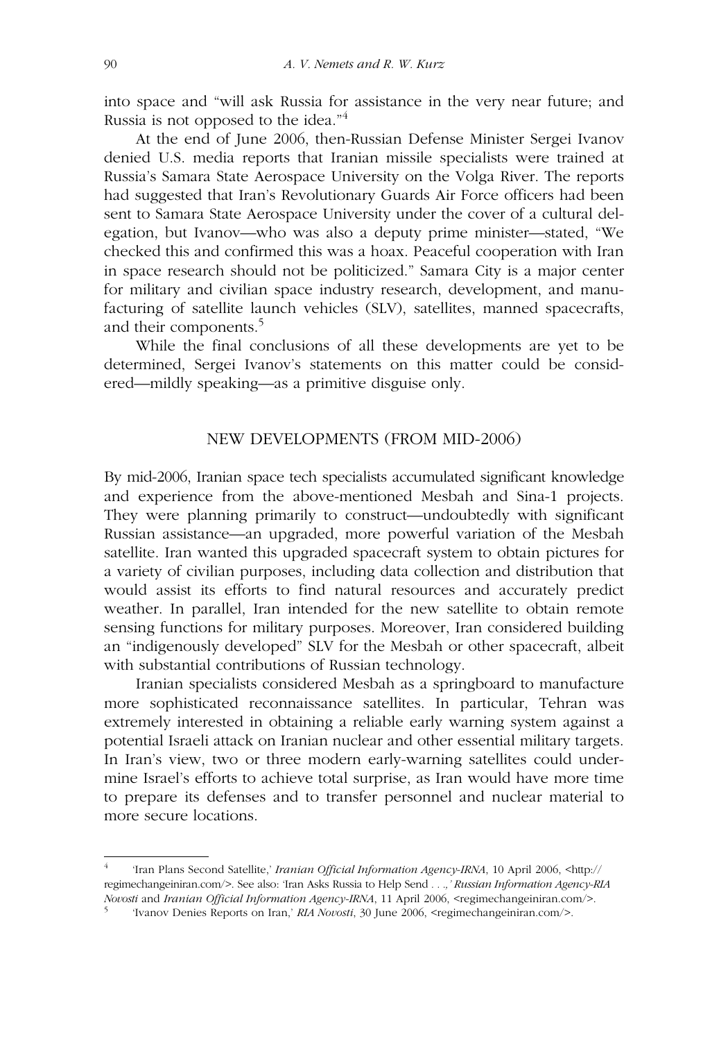into space and "will ask Russia for assistance in the very near future; and Russia is not opposed to the idea."[4]

At the end of June 2006, then-Russian Defense Minister Sergei Ivanov denied U.S. media reports that Iranian missile specialists were trained at Russia's Samara State Aerospace University on the Volga River. The reports had suggested that Iran's Revolutionary Guards Air Force officers had been sent to Samara State Aerospace University under the cover of a cultural delegation, but Ivanov—who was also a deputy prime minister—stated, "We checked this and confirmed this was a hoax. Peaceful cooperation with Iran in space research should not be politicized." Samara City is a major center for military and civilian space industry research, development, and manufacturing of satellite launch vehicles (SLV), satellites, manned spacecrafts, and their components.[5]

While the final conclusions of all these developments are yet to be determined, Sergei Ivanov's statements on this matter could be considered—mildly speaking—as a primitive disguise only.

## NEW DEVELOPMENTS (FROM MID-2006)

By mid-2006, Iranian space tech specialists accumulated significant knowledge and experience from the above-mentioned Mesbah and Sina-1 projects. They were planning primarily to construct—undoubtedly with significant Russian assistance—an upgraded, more powerful variation of the Mesbah satellite. Iran wanted this upgraded spacecraft system to obtain pictures for a variety of civilian purposes, including data collection and distribution that would assist its efforts to find natural resources and accurately predict weather. In parallel, Iran intended for the new satellite to obtain remote sensing functions for military purposes. Moreover, Iran considered building an "indigenously developed" SLV for the Mesbah or other spacecraft, albeit with substantial contributions of Russian technology.

Iranian specialists considered Mesbah as a springboard to manufacture more sophisticated reconnaissance satellites. In particular, Tehran was extremely interested in obtaining a reliable early warning system against a potential Israeli attack on Iranian nuclear and other essential military targets. In Iran's view, two or three modern early-warning satellites could undermine Israel's efforts to achieve total surprise, as Iran would have more time to prepare its defenses and to transfer personnel and nuclear material to more secure locations.

---

[4] 'Iran Plans Second Satellite,' *Iranian Official Information Agency-IRNA*, 10 April 2006, <http://regimechangeiniran.com/>. See also: 'Iran Asks Russia to Help Send . . .,' *Russian Information Agency-RIA Novosti* and *Iranian Official Information Agency-IRNA*, 11 April 2006, <regimechangeiniran.com/>.

[5] 'Ivanov Denies Reports on Iran,' *RIA Novosti*, 30 June 2006, <regimechangeiniran.com/>.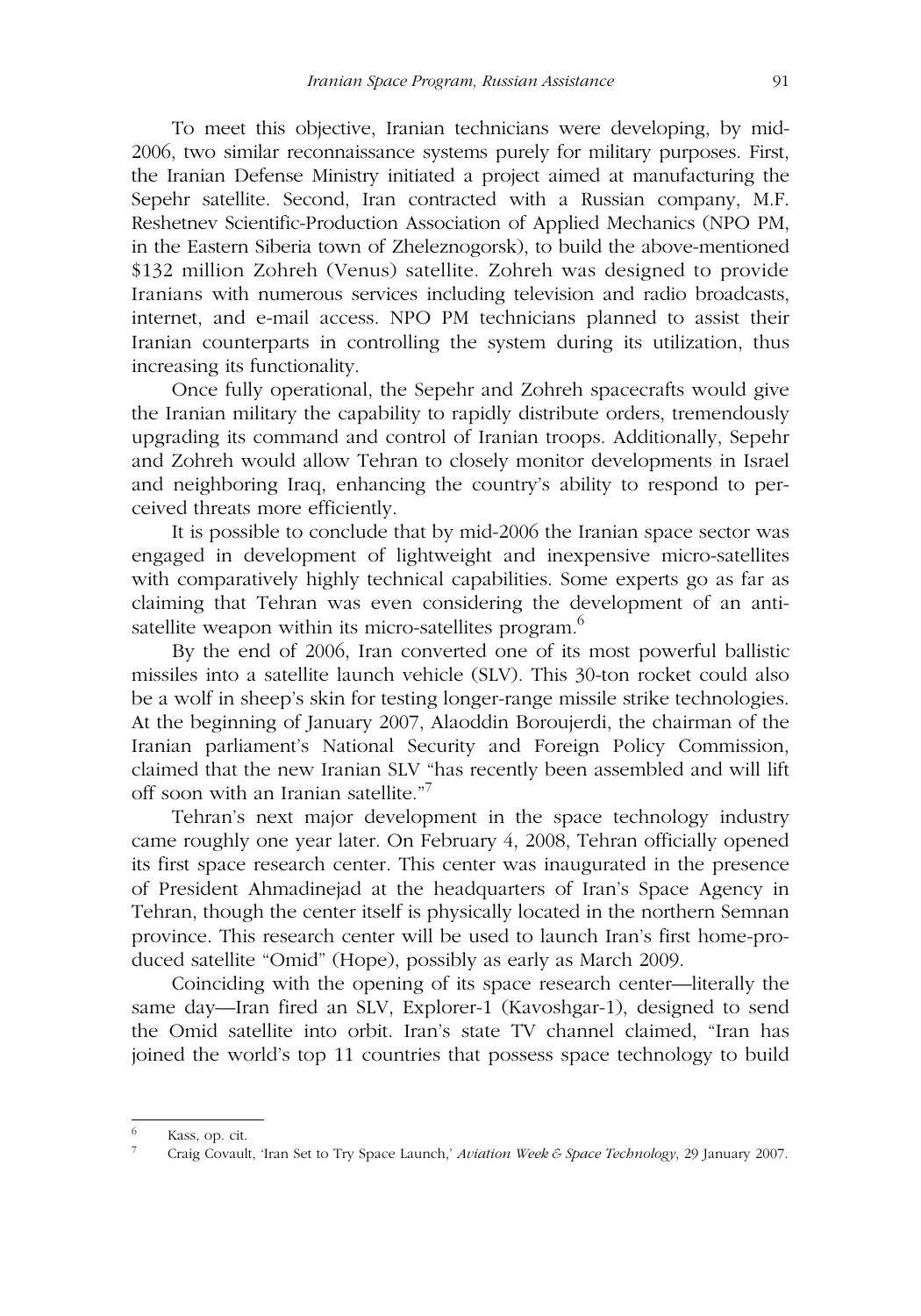To meet this objective, Iranian technicians were developing, by mid-2006, two similar reconnaissance systems purely for military purposes. First, the Iranian Defense Ministry initiated a project aimed at manufacturing the Sepehr satellite. Second, Iran contracted with a Russian company, M.F. Reshetnev Scientific-Production Association of Applied Mechanics (NPO PM, in the Eastern Siberia town of Zheleznogorsk), to build the above-mentioned \$132 million Zohreh (Venus) satellite. Zohreh was designed to provide Iranians with numerous services including television and radio broadcasts, internet, and e-mail access. NPO PM technicians planned to assist their Iranian counterparts in controlling the system during its utilization, thus increasing its functionality.

Once fully operational, the Sepehr and Zohreh spacecrafts would give the Iranian military the capability to rapidly distribute orders, tremendously upgrading its command and control of Iranian troops. Additionally, Sepehr and Zohreh would allow Tehran to closely monitor developments in Israel and neighboring Iraq, enhancing the country's ability to respond to perceived threats more efficiently.

It is possible to conclude that by mid-2006 the Iranian space sector was engaged in development of lightweight and inexpensive micro-satellites with comparatively highly technical capabilities. Some experts go as far as claiming that Tehran was even considering the development of an anti-satellite weapon within its micro-satellites program.[6]

By the end of 2006, Iran converted one of its most powerful ballistic missiles into a satellite launch vehicle (SLV). This 30-ton rocket could also be a wolf in sheep's skin for testing longer-range missile strike technologies. At the beginning of January 2007, Alaoddin Boroujerdi, the chairman of the Iranian parliament's National Security and Foreign Policy Commission, claimed that the new Iranian SLV "has recently been assembled and will lift off soon with an Iranian satellite."[7]

Tehran's next major development in the space technology industry came roughly one year later. On February 4, 2008, Tehran officially opened its first space research center. This center was inaugurated in the presence of President Ahmadinejad at the headquarters of Iran's Space Agency in Tehran, though the center itself is physically located in the northern Semnan province. This research center will be used to launch Iran's first home-produced satellite "Omid" (Hope), possibly as early as March 2009.

Coinciding with the opening of its space research center—literally the same day—Iran fired an SLV, Explorer-1 (Kavoshgar-1), designed to send the Omid satellite into orbit. Iran's state TV channel claimed, "Iran has joined the world's top 11 countries that possess space technology to build

[6] Kass, op. cit.

[7] Craig Covault, 'Iran Set to Try Space Launch,' *Aviation Week & Space Technology*, 29 January 2007.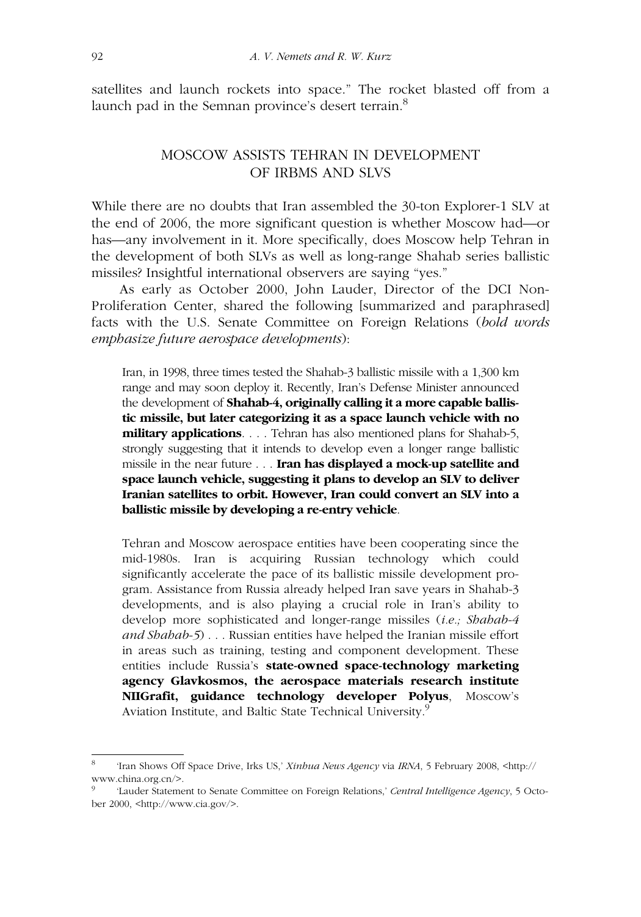satellites and launch rockets into space." The rocket blasted off from a launch pad in the Semnan province's desert terrain.[8]

## MOSCOW ASSISTS TEHRAN IN DEVELOPMENT OF IRBMS AND SLVS

While there are no doubts that Iran assembled the 30-ton Explorer-1 SLV at the end of 2006, the more significant question is whether Moscow had—or has—any involvement in it. More specifically, does Moscow help Tehran in the development of both SLVs as well as long-range Shahab series ballistic missiles? Insightful international observers are saying "yes."

As early as October 2000, John Lauder, Director of the DCI Non-Proliferation Center, shared the following [summarized and paraphrased] facts with the U.S. Senate Committee on Foreign Relations (*bold words emphasize future aerospace developments*):

> Iran, in 1998, three times tested the Shahab-3 ballistic missile with a 1,300 km range and may soon deploy it. Recently, Iran's Defense Minister announced the development of **Shahab-4, originally calling it a more capable ballistic missile, but later categorizing it as a space launch vehicle with no military applications**. . . . Tehran has also mentioned plans for Shahab-5, strongly suggesting that it intends to develop even a longer range ballistic missile in the near future . . . **Iran has displayed a mock-up satellite and space launch vehicle, suggesting it plans to develop an SLV to deliver Iranian satellites to orbit. However, Iran could convert an SLV into a ballistic missile by developing a re-entry vehicle**.
>
> Tehran and Moscow aerospace entities have been cooperating since the mid-1980s. Iran is acquiring Russian technology which could significantly accelerate the pace of its ballistic missile development program. Assistance from Russia already helped Iran save years in Shahab-3 developments, and is also playing a crucial role in Iran's ability to develop more sophisticated and longer-range missiles (*i.e.; Shahab-4 and Shahab-5*) . . . Russian entities have helped the Iranian missile effort in areas such as training, testing and component development. These entities include Russia's **state-owned space-technology marketing agency Glavkosmos, the aerospace materials research institute NIIGrafit, guidance technology developer Polyus**, Moscow's Aviation Institute, and Baltic State Technical University.[9]

---

[8] 'Iran Shows Off Space Drive, Irks US,' *Xinhua News Agency* via *IRNA*, 5 February 2008, <http://www.china.org.cn/>.

[9] 'Lauder Statement to Senate Committee on Foreign Relations,' *Central Intelligence Agency*, 5 October 2000, <http://www.cia.gov/>.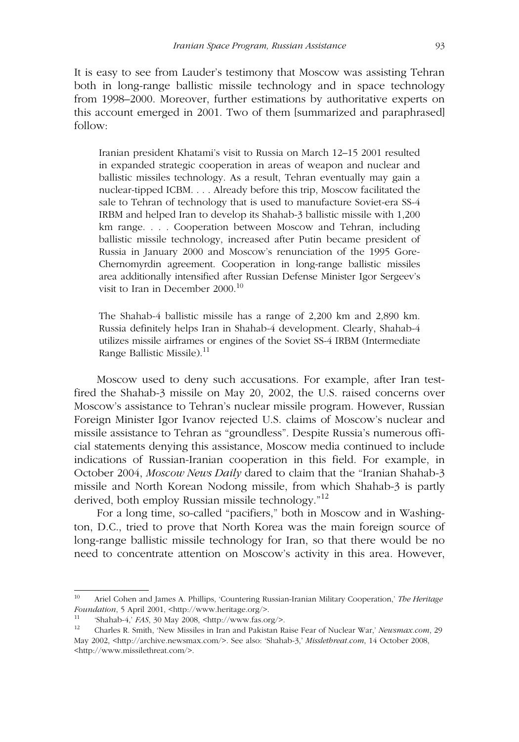It is easy to see from Lauder's testimony that Moscow was assisting Tehran both in long-range ballistic missile technology and in space technology from 1998–2000. Moreover, further estimations by authoritative experts on this account emerged in 2001. Two of them [summarized and paraphrased] follow:

> Iranian president Khatami's visit to Russia on March 12–15 2001 resulted in expanded strategic cooperation in areas of weapon and nuclear and ballistic missiles technology. As a result, Tehran eventually may gain a nuclear-tipped ICBM. . . . Already before this trip, Moscow facilitated the sale to Tehran of technology that is used to manufacture Soviet-era SS-4 IRBM and helped Iran to develop its Shahab-3 ballistic missile with 1,200 km range. . . . Cooperation between Moscow and Tehran, including ballistic missile technology, increased after Putin became president of Russia in January 2000 and Moscow's renunciation of the 1995 Gore-Chernomyrdin agreement. Cooperation in long-range ballistic missiles area additionally intensified after Russian Defense Minister Igor Sergeev's visit to Iran in December 2000.[10]

> The Shahab-4 ballistic missile has a range of 2,200 km and 2,890 km. Russia definitely helps Iran in Shahab-4 development. Clearly, Shahab-4 utilizes missile airframes or engines of the Soviet SS-4 IRBM (Intermediate Range Ballistic Missile).[11]

Moscow used to deny such accusations. For example, after Iran test-fired the Shahab-3 missile on May 20, 2002, the U.S. raised concerns over Moscow's assistance to Tehran's nuclear missile program. However, Russian Foreign Minister Igor Ivanov rejected U.S. claims of Moscow's nuclear and missile assistance to Tehran as "groundless". Despite Russia's numerous official statements denying this assistance, Moscow media continued to include indications of Russian-Iranian cooperation in this field. For example, in October 2004, *Moscow News Daily* dared to claim that the "Iranian Shahab-3 missile and North Korean Nodong missile, from which Shahab-3 is partly derived, both employ Russian missile technology."[12]

For a long time, so-called "pacifiers," both in Moscow and in Washington, D.C., tried to prove that North Korea was the main foreign source of long-range ballistic missile technology for Iran, so that there would be no need to concentrate attention on Moscow's activity in this area. However,

---

[10] Ariel Cohen and James A. Phillips, 'Countering Russian-Iranian Military Cooperation,' *The Heritage Foundation*, 5 April 2001, <http://www.heritage.org/>.

[11] 'Shahab-4,' *FAS*, 30 May 2008, <http://www.fas.org/>.

[12] Charles R. Smith, 'New Missiles in Iran and Pakistan Raise Fear of Nuclear War,' *Newsmax.com*, 29 May 2002, <http://archive.newsmax.com/>. See also: 'Shahab-3,' *Missilethreat.com*, 14 October 2008, <http://www.missilethreat.com/>.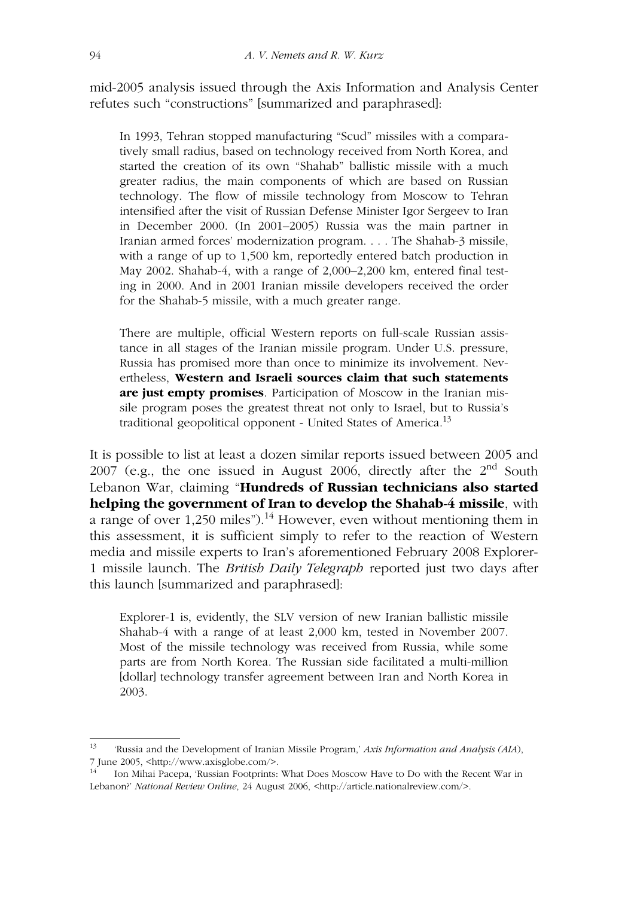mid-2005 analysis issued through the Axis Information and Analysis Center refutes such "constructions" [summarized and paraphrased]:

> In 1993, Tehran stopped manufacturing "Scud" missiles with a comparatively small radius, based on technology received from North Korea, and started the creation of its own "Shahab" ballistic missile with a much greater radius, the main components of which are based on Russian technology. The flow of missile technology from Moscow to Tehran intensified after the visit of Russian Defense Minister Igor Sergeev to Iran in December 2000. (In 2001–2005) Russia was the main partner in Iranian armed forces' modernization program. . . . The Shahab-3 missile, with a range of up to 1,500 km, reportedly entered batch production in May 2002. Shahab-4, with a range of 2,000–2,200 km, entered final testing in 2000. And in 2001 Iranian missile developers received the order for the Shahab-5 missile, with a much greater range.
>
> There are multiple, official Western reports on full-scale Russian assistance in all stages of the Iranian missile program. Under U.S. pressure, Russia has promised more than once to minimize its involvement. Nevertheless, **Western and Israeli sources claim that such statements are just empty promises**. Participation of Moscow in the Iranian missile program poses the greatest threat not only to Israel, but to Russia's traditional geopolitical opponent - United States of America.[13]

It is possible to list at least a dozen similar reports issued between 2005 and 2007 (e.g., the one issued in August 2006, directly after the 2nd South Lebanon War, claiming "**Hundreds of Russian technicians also started helping the government of Iran to develop the Shahab-4 missile**, with a range of over 1,250 miles").[14] However, even without mentioning them in this assessment, it is sufficient simply to refer to the reaction of Western media and missile experts to Iran's aforementioned February 2008 Explorer-1 missile launch. The *British Daily Telegraph* reported just two days after this launch [summarized and paraphrased]:

> Explorer-1 is, evidently, the SLV version of new Iranian ballistic missile Shahab-4 with a range of at least 2,000 km, tested in November 2007. Most of the missile technology was received from Russia, while some parts are from North Korea. The Russian side facilitated a multi-million [dollar] technology transfer agreement between Iran and North Korea in 2003.

---

[13] 'Russia and the Development of Iranian Missile Program,' *Axis Information and Analysis (AIA)*, 7 June 2005, <http://www.axisglobe.com/>.

[14] Ion Mihai Pacepa, 'Russian Footprints: What Does Moscow Have to Do with the Recent War in Lebanon?' *National Review Online*, 24 August 2006, <http://article.nationalreview.com/>.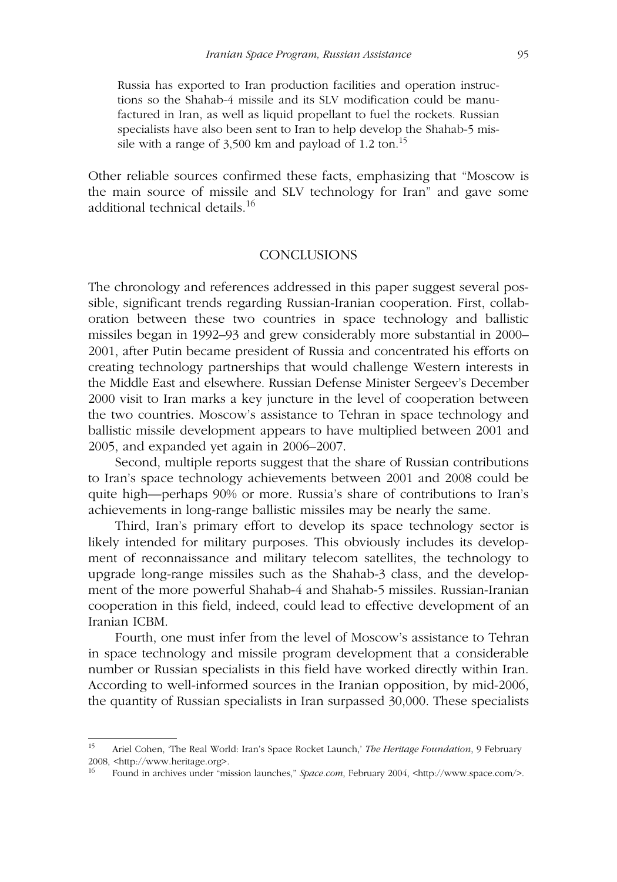> Russia has exported to Iran production facilities and operation instructions so the Shahab-4 missile and its SLV modification could be manufactured in Iran, as well as liquid propellant to fuel the rockets. Russian specialists have also been sent to Iran to help develop the Shahab-5 missile with a range of 3,500 km and payload of 1.2 ton.[15]

Other reliable sources confirmed these facts, emphasizing that "Moscow is the main source of missile and SLV technology for Iran" and gave some additional technical details.[16]

## CONCLUSIONS

The chronology and references addressed in this paper suggest several possible, significant trends regarding Russian-Iranian cooperation. First, collaboration between these two countries in space technology and ballistic missiles began in 1992–93 and grew considerably more substantial in 2000–2001, after Putin became president of Russia and concentrated his efforts on creating technology partnerships that would challenge Western interests in the Middle East and elsewhere. Russian Defense Minister Sergeev's December 2000 visit to Iran marks a key juncture in the level of cooperation between the two countries. Moscow's assistance to Tehran in space technology and ballistic missile development appears to have multiplied between 2001 and 2005, and expanded yet again in 2006–2007.

Second, multiple reports suggest that the share of Russian contributions to Iran's space technology achievements between 2001 and 2008 could be quite high—perhaps 90% or more. Russia's share of contributions to Iran's achievements in long-range ballistic missiles may be nearly the same.

Third, Iran's primary effort to develop its space technology sector is likely intended for military purposes. This obviously includes its development of reconnaissance and military telecom satellites, the technology to upgrade long-range missiles such as the Shahab-3 class, and the development of the more powerful Shahab-4 and Shahab-5 missiles. Russian-Iranian cooperation in this field, indeed, could lead to effective development of an Iranian ICBM.

Fourth, one must infer from the level of Moscow's assistance to Tehran in space technology and missile program development that a considerable number or Russian specialists in this field have worked directly within Iran. According to well-informed sources in the Iranian opposition, by mid-2006, the quantity of Russian specialists in Iran surpassed 30,000. These specialists

---

[15] Ariel Cohen, 'The Real World: Iran's Space Rocket Launch,' *The Heritage Foundation*, 9 February 2008, <http://www.heritage.org>.

[16] Found in archives under "mission launches," *Space.com*, February 2004, <http://www.space.com/>.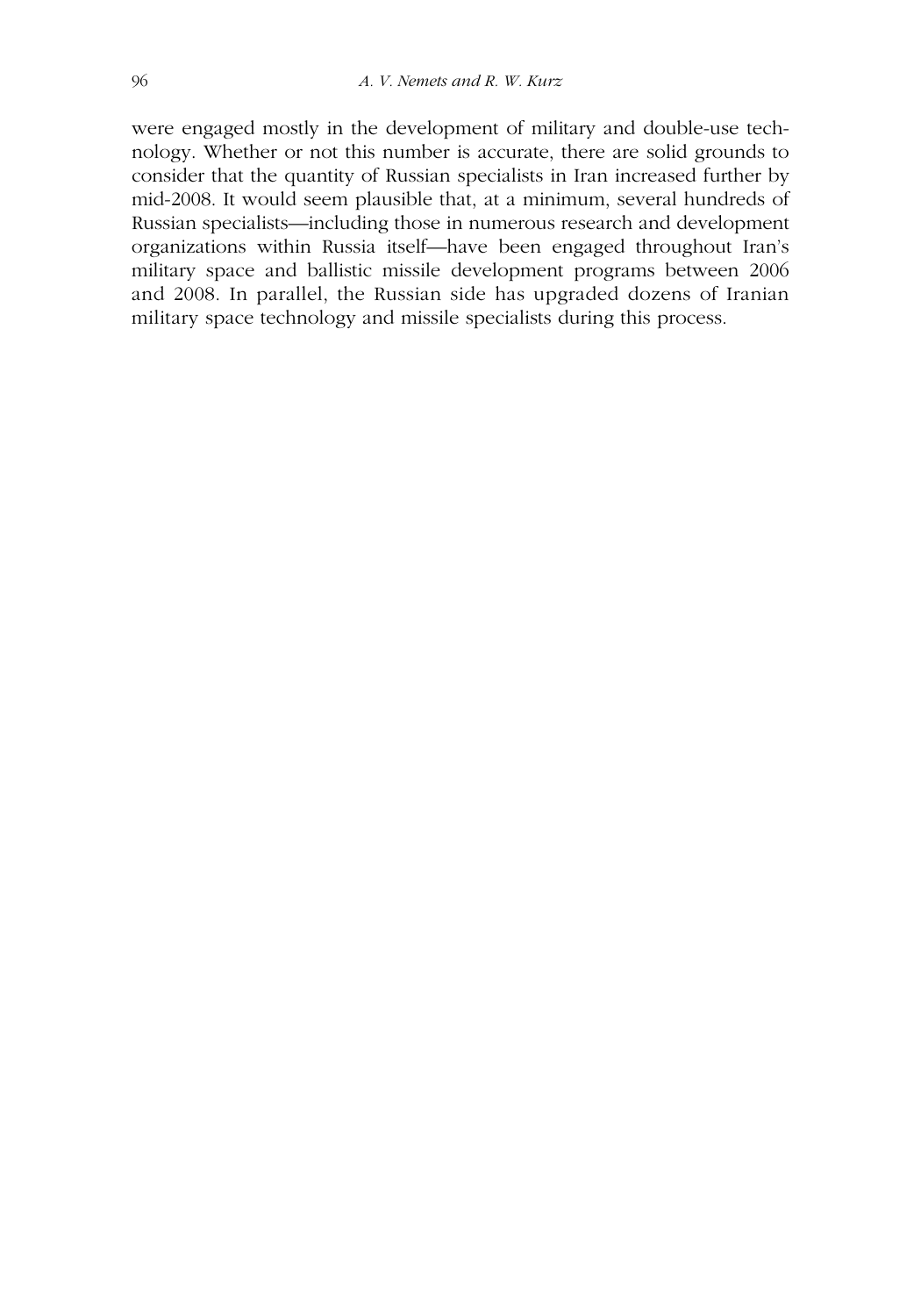were engaged mostly in the development of military and double-use technology. Whether or not this number is accurate, there are solid grounds to consider that the quantity of Russian specialists in Iran increased further by mid-2008. It would seem plausible that, at a minimum, several hundreds of Russian specialists—including those in numerous research and development organizations within Russia itself—have been engaged throughout Iran's military space and ballistic missile development programs between 2006 and 2008. In parallel, the Russian side has upgraded dozens of Iranian military space technology and missile specialists during this process.